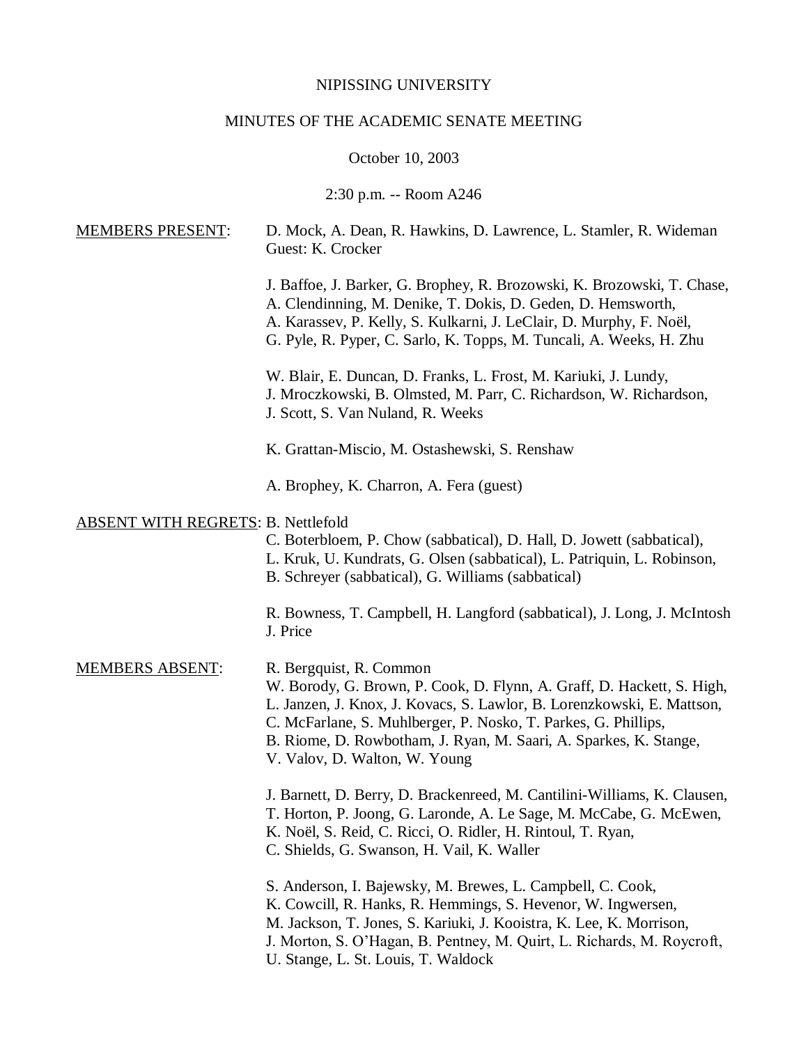NIPISSING UNIVERSITY

MINUTES OF THE ACADEMIC SENATE MEETING

October 10, 2003

2:30 p.m. -- Room A246

MEMBERS PRESENT: D. Mock, A. Dean, R. Hawkins, D. Lawrence, L. Stamler, R. Wideman
Guest: K. Crocker

J. Baffoe, J. Barker, G. Brophey, R. Brozowski, K. Brozowski, T. Chase, A. Clendinning, M. Denike, T. Dokis, D. Geden, D. Hemsworth, A. Karassev, P. Kelly, S. Kulkarni, J. LeClair, D. Murphy, F. Noël, G. Pyle, R. Pyper, C. Sarlo, K. Topps, M. Tuncali, A. Weeks, H. Zhu

W. Blair, E. Duncan, D. Franks, L. Frost, M. Kariuki, J. Lundy, J. Mroczkowski, B. Olmsted, M. Parr, C. Richardson, W. Richardson, J. Scott, S. Van Nuland, R. Weeks

K. Grattan-Miscio, M. Ostashewski, S. Renshaw

A. Brophey, K. Charron, A. Fera (guest)

ABSENT WITH REGRETS: B. Nettlefold

C. Boterbloem, P. Chow (sabbatical), D. Hall, D. Jowett (sabbatical), L. Kruk, U. Kundrats, G. Olsen (sabbatical), L. Patriquin, L. Robinson, B. Schreyer (sabbatical), G. Williams (sabbatical)

R. Bowness, T. Campbell, H. Langford (sabbatical), J. Long, J. McIntosh J. Price

MEMBERS ABSENT: R. Bergquist, R. Common

W. Borody, G. Brown, P. Cook, D. Flynn, A. Graff, D. Hackett, S. High, L. Janzen, J. Knox, J. Kovacs, S. Lawlor, B. Lorenzkowski, E. Mattson, C. McFarlane, S. Muhlberger, P. Nosko, T. Parkes, G. Phillips, B. Riome, D. Rowbotham, J. Ryan, M. Saari, A. Sparkes, K. Stange, V. Valov, D. Walton, W. Young

J. Barnett, D. Berry, D. Brackenreed, M. Cantilini-Williams, K. Clausen, T. Horton, P. Joong, G. Laronde, A. Le Sage, M. McCabe, G. McEwen, K. Noël, S. Reid, C. Ricci, O. Ridler, H. Rintoul, T. Ryan, C. Shields, G. Swanson, H. Vail, K. Waller

S. Anderson, I. Bajewsky, M. Brewes, L. Campbell, C. Cook, K. Cowcill, R. Hanks, R. Hemmings, S. Hevenor, W. Ingwersen, M. Jackson, T. Jones, S. Kariuki, J. Kooistra, K. Lee, K. Morrison, J. Morton, S. O'Hagan, B. Pentney, M. Quirt, L. Richards, M. Roycroft, U. Stange, L. St. Louis, T. Waldock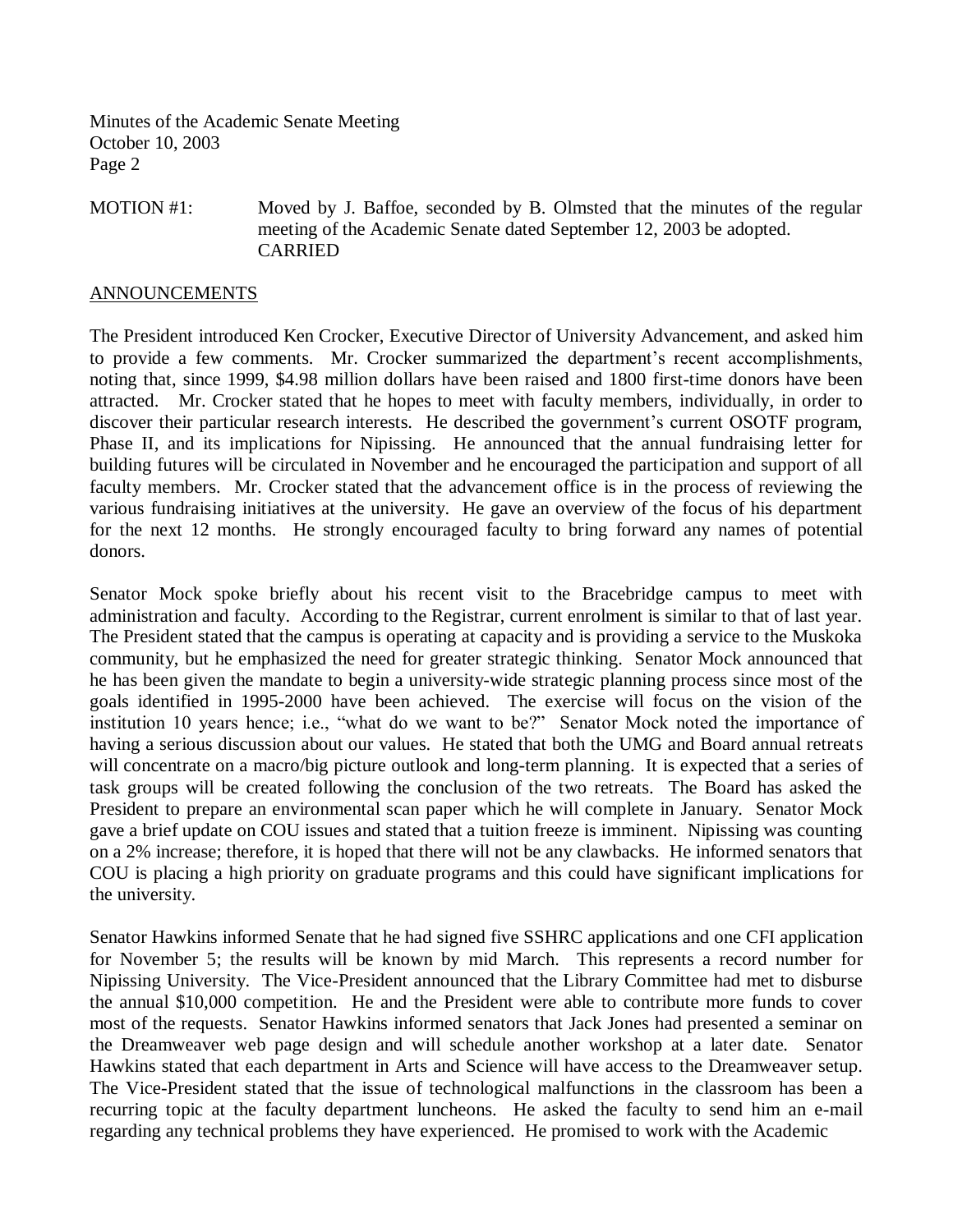MOTION #1: Moved by J. Baffoe, seconded by B. Olmsted that the minutes of the regular meeting of the Academic Senate dated September 12, 2003 be adopted.
CARRIED

## ANNOUNCEMENTS

The President introduced Ken Crocker, Executive Director of University Advancement, and asked him to provide a few comments. Mr. Crocker summarized the department's recent accomplishments, noting that, since 1999, $4.98 million dollars have been raised and 1800 first-time donors have been attracted. Mr. Crocker stated that he hopes to meet with faculty members, individually, in order to discover their particular research interests. He described the government's current OSOTF program, Phase II, and its implications for Nipissing. He announced that the annual fundraising letter for building futures will be circulated in November and he encouraged the participation and support of all faculty members. Mr. Crocker stated that the advancement office is in the process of reviewing the various fundraising initiatives at the university. He gave an overview of the focus of his department for the next 12 months. He strongly encouraged faculty to bring forward any names of potential donors.

Senator Mock spoke briefly about his recent visit to the Bracebridge campus to meet with administration and faculty. According to the Registrar, current enrolment is similar to that of last year. The President stated that the campus is operating at capacity and is providing a service to the Muskoka community, but he emphasized the need for greater strategic thinking. Senator Mock announced that he has been given the mandate to begin a university-wide strategic planning process since most of the goals identified in 1995-2000 have been achieved. The exercise will focus on the vision of the institution 10 years hence; i.e., "what do we want to be?" Senator Mock noted the importance of having a serious discussion about our values. He stated that both the UMG and Board annual retreats will concentrate on a macro/big picture outlook and long-term planning. It is expected that a series of task groups will be created following the conclusion of the two retreats. The Board has asked the President to prepare an environmental scan paper which he will complete in January. Senator Mock gave a brief update on COU issues and stated that a tuition freeze is imminent. Nipissing was counting on a 2% increase; therefore, it is hoped that there will not be any clawbacks. He informed senators that COU is placing a high priority on graduate programs and this could have significant implications for the university.

Senator Hawkins informed Senate that he had signed five SSHRC applications and one CFI application for November 5; the results will be known by mid March. This represents a record number for Nipissing University. The Vice-President announced that the Library Committee had met to disburse the annual $10,000 competition. He and the President were able to contribute more funds to cover most of the requests. Senator Hawkins informed senators that Jack Jones had presented a seminar on the Dreamweaver web page design and will schedule another workshop at a later date. Senator Hawkins stated that each department in Arts and Science will have access to the Dreamweaver setup. The Vice-President stated that the issue of technological malfunctions in the classroom has been a recurring topic at the faculty department luncheons. He asked the faculty to send him an e-mail regarding any technical problems they have experienced. He promised to work with the Academic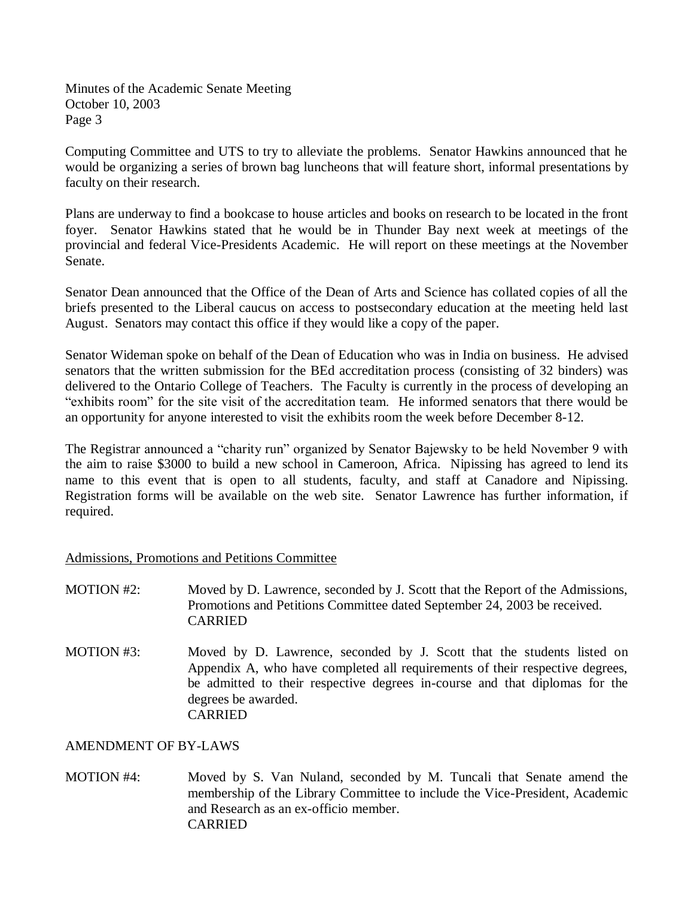Computing Committee and UTS to try to alleviate the problems. Senator Hawkins announced that he would be organizing a series of brown bag luncheons that will feature short, informal presentations by faculty on their research.

Plans are underway to find a bookcase to house articles and books on research to be located in the front foyer. Senator Hawkins stated that he would be in Thunder Bay next week at meetings of the provincial and federal Vice-Presidents Academic. He will report on these meetings at the November Senate.

Senator Dean announced that the Office of the Dean of Arts and Science has collated copies of all the briefs presented to the Liberal caucus on access to postsecondary education at the meeting held last August. Senators may contact this office if they would like a copy of the paper.

Senator Wideman spoke on behalf of the Dean of Education who was in India on business. He advised senators that the written submission for the BEd accreditation process (consisting of 32 binders) was delivered to the Ontario College of Teachers. The Faculty is currently in the process of developing an "exhibits room" for the site visit of the accreditation team. He informed senators that there would be an opportunity for anyone interested to visit the exhibits room the week before December 8-12.

The Registrar announced a "charity run" organized by Senator Bajewsky to be held November 9 with the aim to raise $3000 to build a new school in Cameroon, Africa. Nipissing has agreed to lend its name to this event that is open to all students, faculty, and staff at Canadore and Nipissing. Registration forms will be available on the web site. Senator Lawrence has further information, if required.

Admissions, Promotions and Petitions Committee

MOTION #2: Moved by D. Lawrence, seconded by J. Scott that the Report of the Admissions, Promotions and Petitions Committee dated September 24, 2003 be received.
CARRIED

MOTION #3: Moved by D. Lawrence, seconded by J. Scott that the students listed on Appendix A, who have completed all requirements of their respective degrees, be admitted to their respective degrees in-course and that diplomas for the degrees be awarded.
CARRIED

AMENDMENT OF BY-LAWS

MOTION #4: Moved by S. Van Nuland, seconded by M. Tuncali that Senate amend the membership of the Library Committee to include the Vice-President, Academic and Research as an ex-officio member.
CARRIED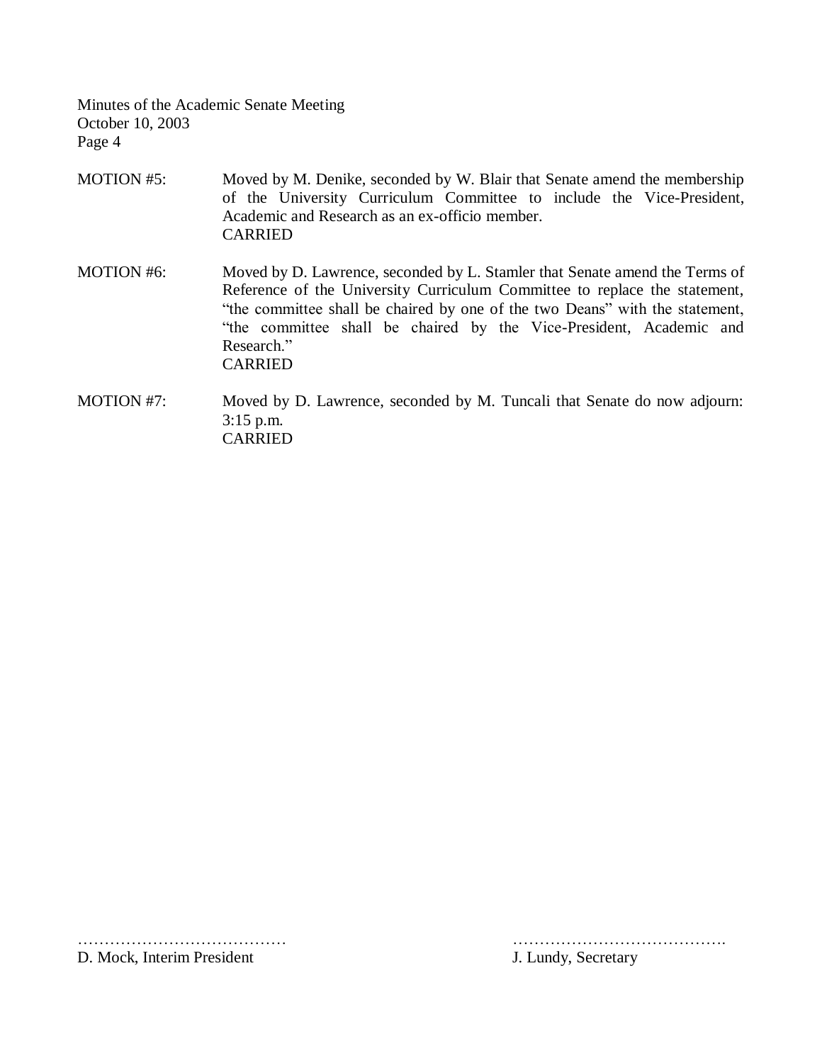MOTION #5: Moved by M. Denike, seconded by W. Blair that Senate amend the membership of the University Curriculum Committee to include the Vice-President, Academic and Research as an ex-officio member.
CARRIED

MOTION #6: Moved by D. Lawrence, seconded by L. Stamler that Senate amend the Terms of Reference of the University Curriculum Committee to replace the statement, "the committee shall be chaired by one of the two Deans" with the statement, "the committee shall be chaired by the Vice-President, Academic and Research."
CARRIED

MOTION #7: Moved by D. Lawrence, seconded by M. Tuncali that Senate do now adjourn: 3:15 p.m.
CARRIED

…………………………………
D. Mock, Interim President

………………………………….
J. Lundy, Secretary